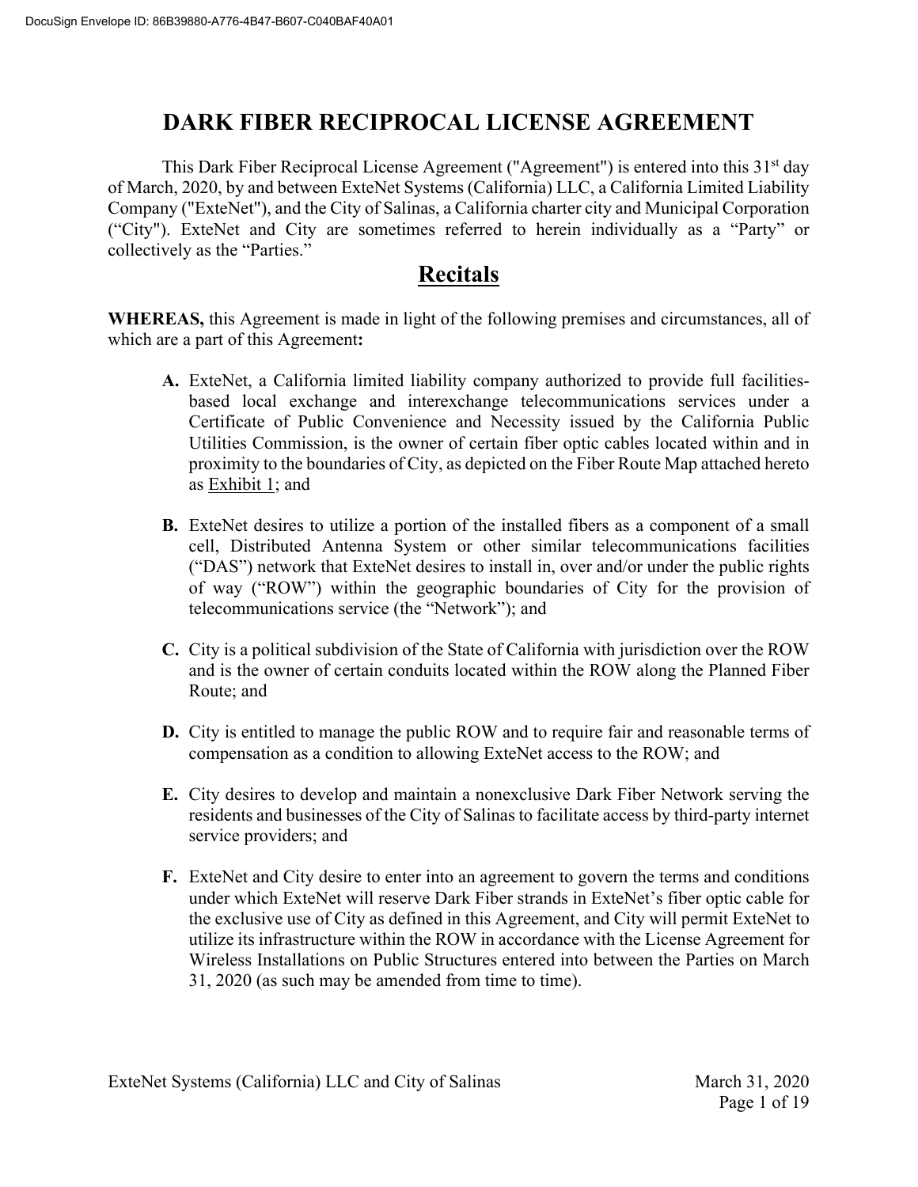# DARK FIBER RECIPROCAL LICENSE AGREEMENT

This Dark Fiber Reciprocal License Agreement ("Agreement") is entered into this 31st day of March, 2020, by and between ExteNet Systems (California) LLC, a California Limited Liability Company ("ExteNet"), and the City of Salinas, a California charter city and Municipal Corporation ("City"). ExteNet and City are sometimes referred to herein individually as a "Party" or collectively as the "Parties."

## Recitals

**WHEREAS,** this Agreement is made in light of the following premises and circumstances, all of which are a part of this Agreement**:**

**A.** ExteNet, a California limited liability company authorized to provide full facilities-based local exchange and interexchange telecommunications services under a Certificate of Public Convenience and Necessity issued by the California Public Utilities Commission, is the owner of certain fiber optic cables located within and in proximity to the boundaries of City, as depicted on the Fiber Route Map attached hereto as Exhibit 1; and

**B.** ExteNet desires to utilize a portion of the installed fibers as a component of a small cell, Distributed Antenna System or other similar telecommunications facilities ("DAS") network that ExteNet desires to install in, over and/or under the public rights of way ("ROW") within the geographic boundaries of City for the provision of telecommunications service (the "Network"); and

**C.** City is a political subdivision of the State of California with jurisdiction over the ROW and is the owner of certain conduits located within the ROW along the Planned Fiber Route; and

**D.** City is entitled to manage the public ROW and to require fair and reasonable terms of compensation as a condition to allowing ExteNet access to the ROW; and

**E.** City desires to develop and maintain a nonexclusive Dark Fiber Network serving the residents and businesses of the City of Salinas to facilitate access by third-party internet service providers; and

**F.** ExteNet and City desire to enter into an agreement to govern the terms and conditions under which ExteNet will reserve Dark Fiber strands in ExteNet's fiber optic cable for the exclusive use of City as defined in this Agreement, and City will permit ExteNet to utilize its infrastructure within the ROW in accordance with the License Agreement for Wireless Installations on Public Structures entered into between the Parties on March 31, 2020 (as such may be amended from time to time).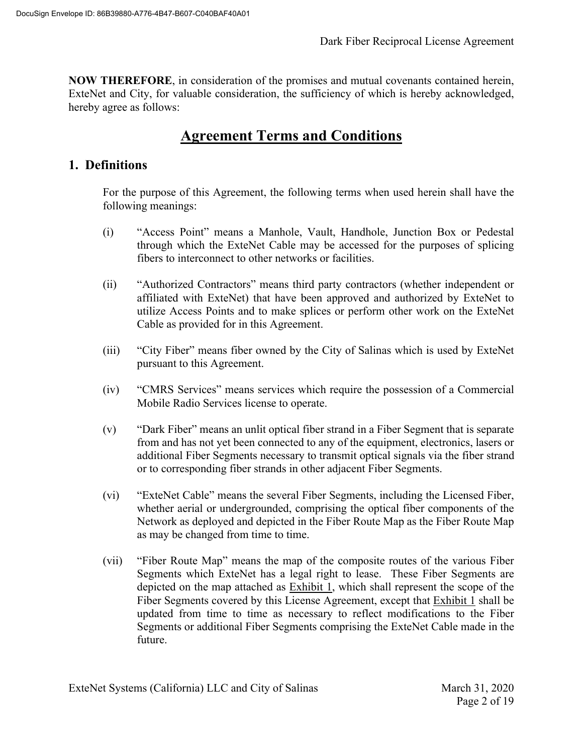**NOW THEREFORE**, in consideration of the promises and mutual covenants contained herein, ExteNet and City, for valuable consideration, the sufficiency of which is hereby acknowledged, hereby agree as follows:

# Agreement Terms and Conditions

## 1. Definitions

For the purpose of this Agreement, the following terms when used herein shall have the following meanings:

(i) "Access Point" means a Manhole, Vault, Handhole, Junction Box or Pedestal through which the ExteNet Cable may be accessed for the purposes of splicing fibers to interconnect to other networks or facilities.

(ii) "Authorized Contractors" means third party contractors (whether independent or affiliated with ExteNet) that have been approved and authorized by ExteNet to utilize Access Points and to make splices or perform other work on the ExteNet Cable as provided for in this Agreement.

(iii) "City Fiber" means fiber owned by the City of Salinas which is used by ExteNet pursuant to this Agreement.

(iv) "CMRS Services" means services which require the possession of a Commercial Mobile Radio Services license to operate.

(v) "Dark Fiber" means an unlit optical fiber strand in a Fiber Segment that is separate from and has not yet been connected to any of the equipment, electronics, lasers or additional Fiber Segments necessary to transmit optical signals via the fiber strand or to corresponding fiber strands in other adjacent Fiber Segments.

(vi) "ExteNet Cable" means the several Fiber Segments, including the Licensed Fiber, whether aerial or undergrounded, comprising the optical fiber components of the Network as deployed and depicted in the Fiber Route Map as the Fiber Route Map as may be changed from time to time.

(vii) "Fiber Route Map" means the map of the composite routes of the various Fiber Segments which ExteNet has a legal right to lease. These Fiber Segments are depicted on the map attached as Exhibit 1, which shall represent the scope of the Fiber Segments covered by this License Agreement, except that Exhibit 1 shall be updated from time to time as necessary to reflect modifications to the Fiber Segments or additional Fiber Segments comprising the ExteNet Cable made in the future.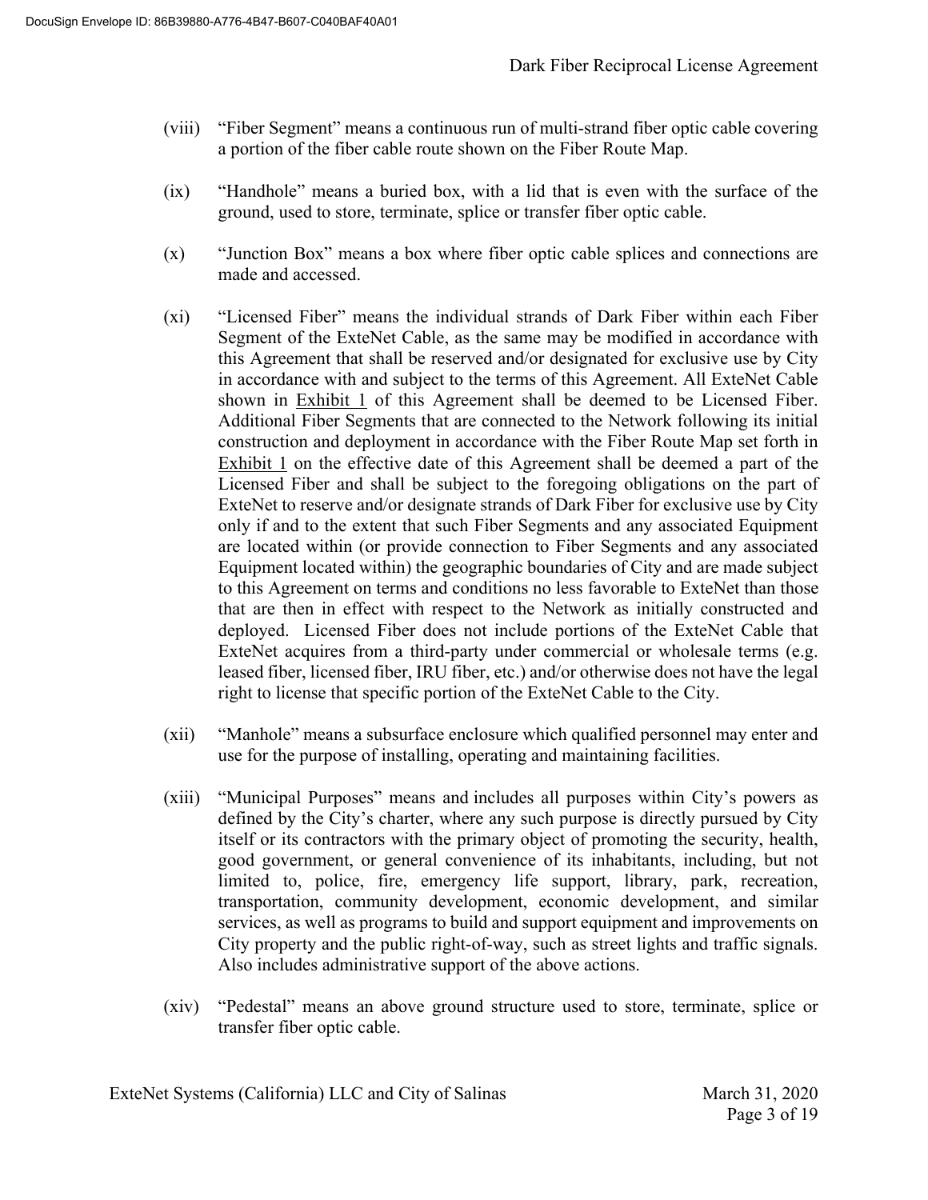(viii) "Fiber Segment" means a continuous run of multi-strand fiber optic cable covering a portion of the fiber cable route shown on the Fiber Route Map.

(ix) "Handhole" means a buried box, with a lid that is even with the surface of the ground, used to store, terminate, splice or transfer fiber optic cable.

(x) "Junction Box" means a box where fiber optic cable splices and connections are made and accessed.

(xi) "Licensed Fiber" means the individual strands of Dark Fiber within each Fiber Segment of the ExteNet Cable, as the same may be modified in accordance with this Agreement that shall be reserved and/or designated for exclusive use by City in accordance with and subject to the terms of this Agreement. All ExteNet Cable shown in Exhibit 1 of this Agreement shall be deemed to be Licensed Fiber. Additional Fiber Segments that are connected to the Network following its initial construction and deployment in accordance with the Fiber Route Map set forth in Exhibit 1 on the effective date of this Agreement shall be deemed a part of the Licensed Fiber and shall be subject to the foregoing obligations on the part of ExteNet to reserve and/or designate strands of Dark Fiber for exclusive use by City only if and to the extent that such Fiber Segments and any associated Equipment are located within (or provide connection to Fiber Segments and any associated Equipment located within) the geographic boundaries of City and are made subject to this Agreement on terms and conditions no less favorable to ExteNet than those that are then in effect with respect to the Network as initially constructed and deployed. Licensed Fiber does not include portions of the ExteNet Cable that ExteNet acquires from a third-party under commercial or wholesale terms (e.g. leased fiber, licensed fiber, IRU fiber, etc.) and/or otherwise does not have the legal right to license that specific portion of the ExteNet Cable to the City.

(xii) "Manhole" means a subsurface enclosure which qualified personnel may enter and use for the purpose of installing, operating and maintaining facilities.

(xiii) "Municipal Purposes" means and includes all purposes within City's powers as defined by the City's charter, where any such purpose is directly pursued by City itself or its contractors with the primary object of promoting the security, health, good government, or general convenience of its inhabitants, including, but not limited to, police, fire, emergency life support, library, park, recreation, transportation, community development, economic development, and similar services, as well as programs to build and support equipment and improvements on City property and the public right-of-way, such as street lights and traffic signals. Also includes administrative support of the above actions.

(xiv) "Pedestal" means an above ground structure used to store, terminate, splice or transfer fiber optic cable.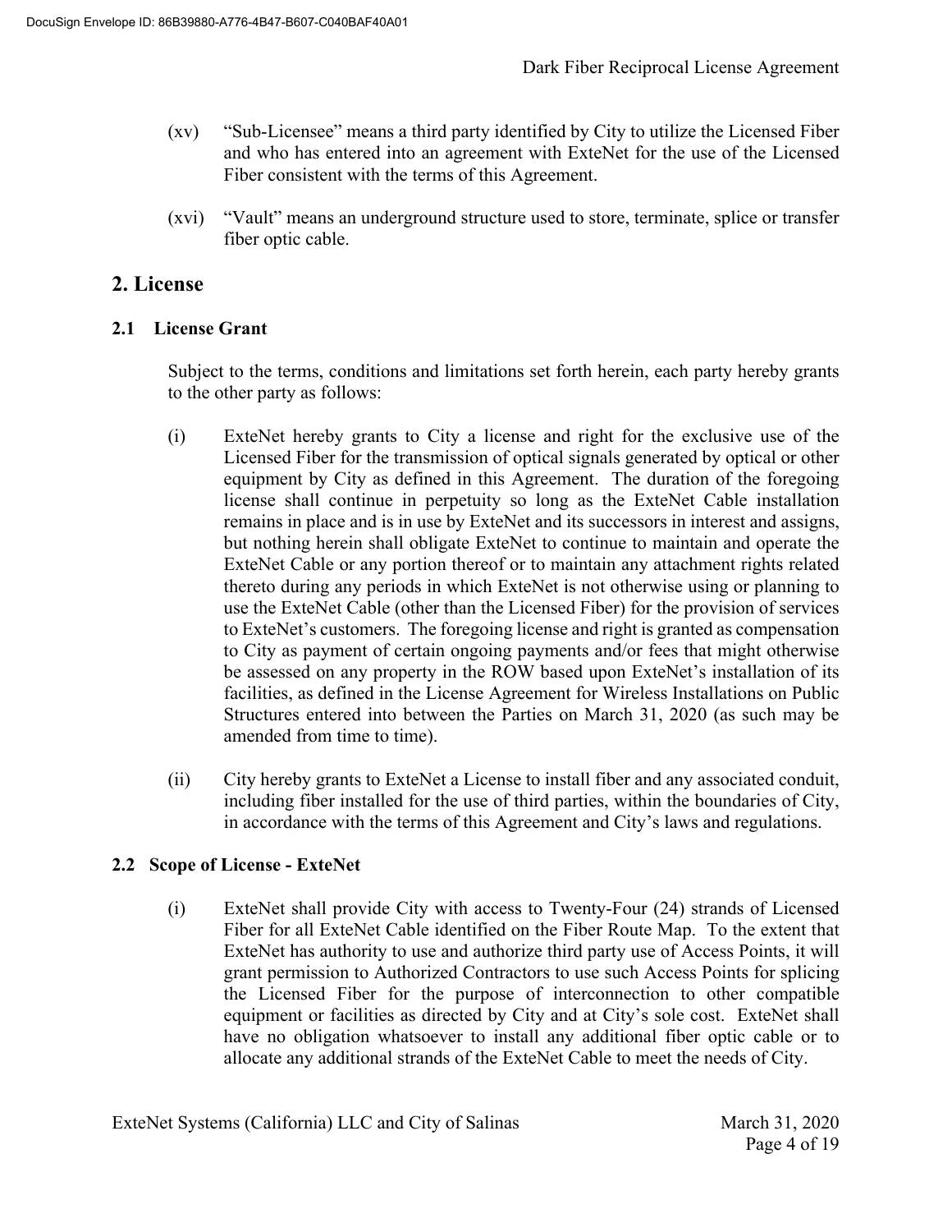(xv) "Sub-Licensee" means a third party identified by City to utilize the Licensed Fiber and who has entered into an agreement with ExteNet for the use of the Licensed Fiber consistent with the terms of this Agreement.

(xvi) "Vault" means an underground structure used to store, terminate, splice or transfer fiber optic cable.

## 2. License

### 2.1 License Grant

Subject to the terms, conditions and limitations set forth herein, each party hereby grants to the other party as follows:

(i) ExteNet hereby grants to City a license and right for the exclusive use of the Licensed Fiber for the transmission of optical signals generated by optical or other equipment by City as defined in this Agreement. The duration of the foregoing license shall continue in perpetuity so long as the ExteNet Cable installation remains in place and is in use by ExteNet and its successors in interest and assigns, but nothing herein shall obligate ExteNet to continue to maintain and operate the ExteNet Cable or any portion thereof or to maintain any attachment rights related thereto during any periods in which ExteNet is not otherwise using or planning to use the ExteNet Cable (other than the Licensed Fiber) for the provision of services to ExteNet's customers. The foregoing license and right is granted as compensation to City as payment of certain ongoing payments and/or fees that might otherwise be assessed on any property in the ROW based upon ExteNet's installation of its facilities, as defined in the License Agreement for Wireless Installations on Public Structures entered into between the Parties on March 31, 2020 (as such may be amended from time to time).

(ii) City hereby grants to ExteNet a License to install fiber and any associated conduit, including fiber installed for the use of third parties, within the boundaries of City, in accordance with the terms of this Agreement and City's laws and regulations.

### 2.2 Scope of License - ExteNet

(i) ExteNet shall provide City with access to Twenty-Four (24) strands of Licensed Fiber for all ExteNet Cable identified on the Fiber Route Map. To the extent that ExteNet has authority to use and authorize third party use of Access Points, it will grant permission to Authorized Contractors to use such Access Points for splicing the Licensed Fiber for the purpose of interconnection to other compatible equipment or facilities as directed by City and at City's sole cost. ExteNet shall have no obligation whatsoever to install any additional fiber optic cable or to allocate any additional strands of the ExteNet Cable to meet the needs of City.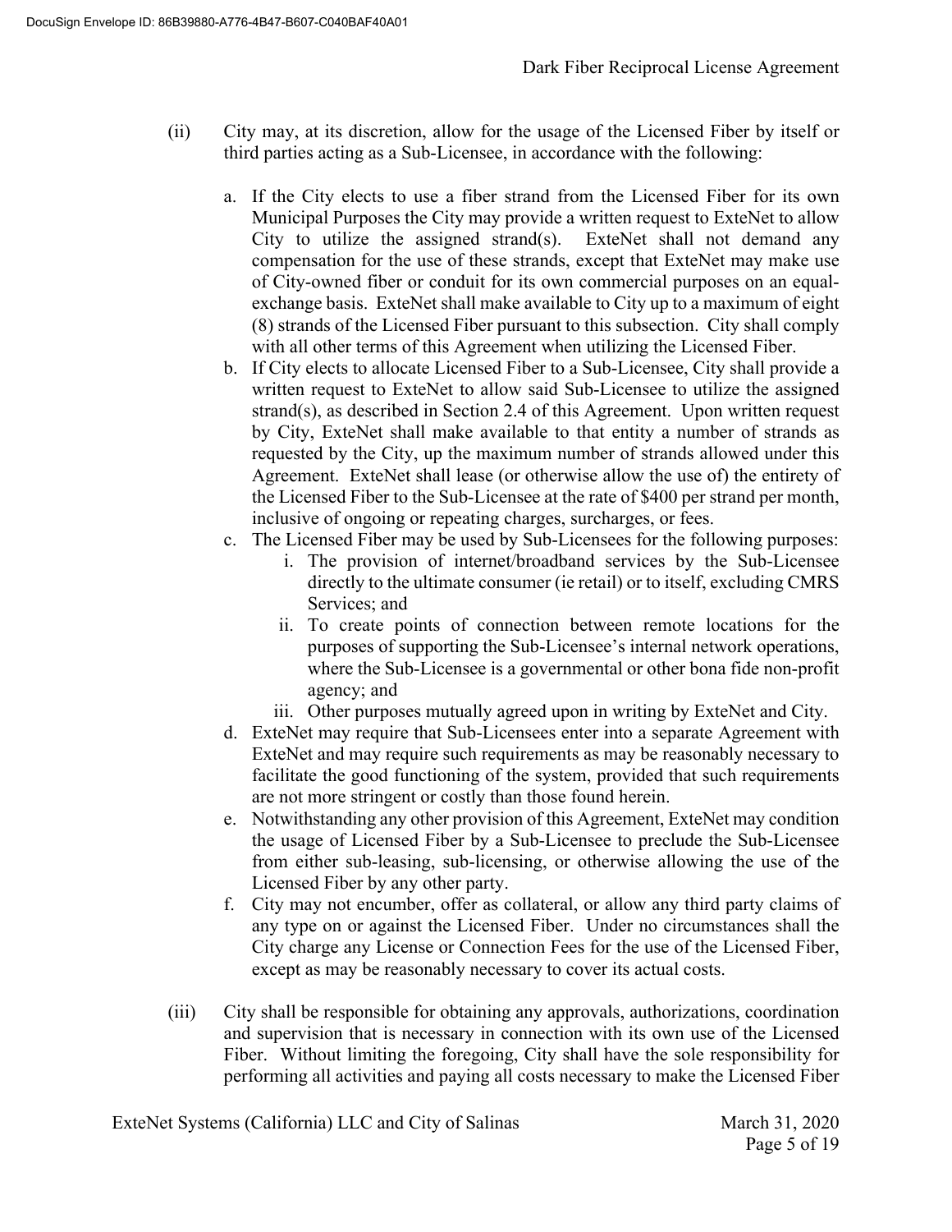(ii) City may, at its discretion, allow for the usage of the Licensed Fiber by itself or third parties acting as a Sub-Licensee, in accordance with the following:

a. If the City elects to use a fiber strand from the Licensed Fiber for its own Municipal Purposes the City may provide a written request to ExteNet to allow City to utilize the assigned strand(s). ExteNet shall not demand any compensation for the use of these strands, except that ExteNet may make use of City-owned fiber or conduit for its own commercial purposes on an equal-exchange basis. ExteNet shall make available to City up to a maximum of eight (8) strands of the Licensed Fiber pursuant to this subsection. City shall comply with all other terms of this Agreement when utilizing the Licensed Fiber.

b. If City elects to allocate Licensed Fiber to a Sub-Licensee, City shall provide a written request to ExteNet to allow said Sub-Licensee to utilize the assigned strand(s), as described in Section 2.4 of this Agreement. Upon written request by City, ExteNet shall make available to that entity a number of strands as requested by the City, up the maximum number of strands allowed under this Agreement. ExteNet shall lease (or otherwise allow the use of) the entirety of the Licensed Fiber to the Sub-Licensee at the rate of $400 per strand per month, inclusive of ongoing or repeating charges, surcharges, or fees.

c. The Licensed Fiber may be used by Sub-Licensees for the following purposes:

   i. The provision of internet/broadband services by the Sub-Licensee directly to the ultimate consumer (ie retail) or to itself, excluding CMRS Services; and

   ii. To create points of connection between remote locations for the purposes of supporting the Sub-Licensee's internal network operations, where the Sub-Licensee is a governmental or other bona fide non-profit agency; and

   iii. Other purposes mutually agreed upon in writing by ExteNet and City.

d. ExteNet may require that Sub-Licensees enter into a separate Agreement with ExteNet and may require such requirements as may be reasonably necessary to facilitate the good functioning of the system, provided that such requirements are not more stringent or costly than those found herein.

e. Notwithstanding any other provision of this Agreement, ExteNet may condition the usage of Licensed Fiber by a Sub-Licensee to preclude the Sub-Licensee from either sub-leasing, sub-licensing, or otherwise allowing the use of the Licensed Fiber by any other party.

f. City may not encumber, offer as collateral, or allow any third party claims of any type on or against the Licensed Fiber. Under no circumstances shall the City charge any License or Connection Fees for the use of the Licensed Fiber, except as may be reasonably necessary to cover its actual costs.

(iii) City shall be responsible for obtaining any approvals, authorizations, coordination and supervision that is necessary in connection with its own use of the Licensed Fiber. Without limiting the foregoing, City shall have the sole responsibility for performing all activities and paying all costs necessary to make the Licensed Fiber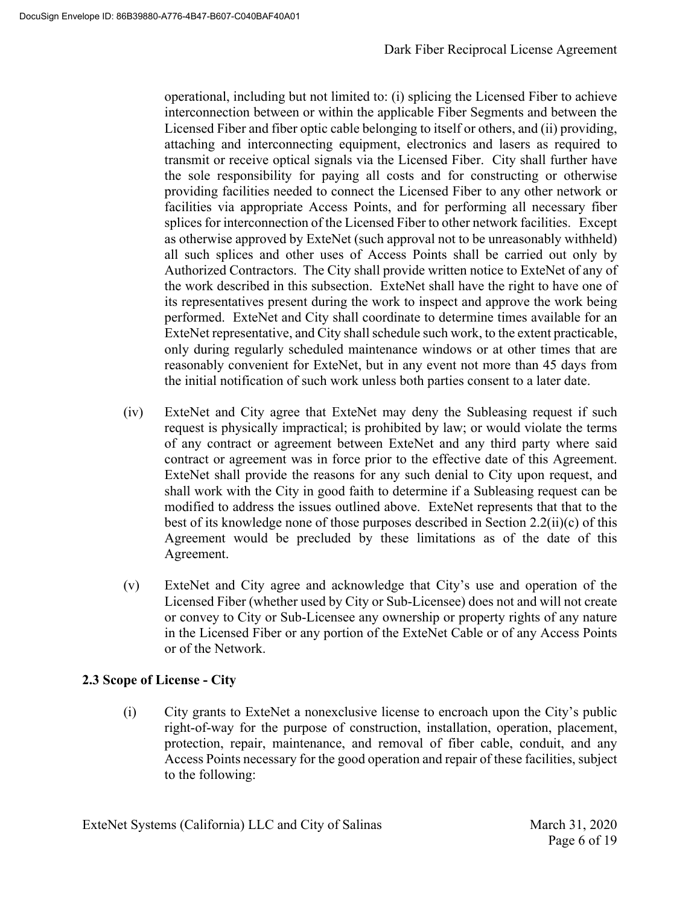operational, including but not limited to: (i) splicing the Licensed Fiber to achieve interconnection between or within the applicable Fiber Segments and between the Licensed Fiber and fiber optic cable belonging to itself or others, and (ii) providing, attaching and interconnecting equipment, electronics and lasers as required to transmit or receive optical signals via the Licensed Fiber. City shall further have the sole responsibility for paying all costs and for constructing or otherwise providing facilities needed to connect the Licensed Fiber to any other network or facilities via appropriate Access Points, and for performing all necessary fiber splices for interconnection of the Licensed Fiber to other network facilities. Except as otherwise approved by ExteNet (such approval not to be unreasonably withheld) all such splices and other uses of Access Points shall be carried out only by Authorized Contractors. The City shall provide written notice to ExteNet of any of the work described in this subsection. ExteNet shall have the right to have one of its representatives present during the work to inspect and approve the work being performed. ExteNet and City shall coordinate to determine times available for an ExteNet representative, and City shall schedule such work, to the extent practicable, only during regularly scheduled maintenance windows or at other times that are reasonably convenient for ExteNet, but in any event not more than 45 days from the initial notification of such work unless both parties consent to a later date.

(iv) ExteNet and City agree that ExteNet may deny the Subleasing request if such request is physically impractical; is prohibited by law; or would violate the terms of any contract or agreement between ExteNet and any third party where said contract or agreement was in force prior to the effective date of this Agreement. ExteNet shall provide the reasons for any such denial to City upon request, and shall work with the City in good faith to determine if a Subleasing request can be modified to address the issues outlined above. ExteNet represents that that to the best of its knowledge none of those purposes described in Section 2.2(ii)(c) of this Agreement would be precluded by these limitations as of the date of this Agreement.

(v) ExteNet and City agree and acknowledge that City's use and operation of the Licensed Fiber (whether used by City or Sub-Licensee) does not and will not create or convey to City or Sub-Licensee any ownership or property rights of any nature in the Licensed Fiber or any portion of the ExteNet Cable or of any Access Points or of the Network.

**2.3 Scope of License - City**

(i) City grants to ExteNet a nonexclusive license to encroach upon the City's public right-of-way for the purpose of construction, installation, operation, placement, protection, repair, maintenance, and removal of fiber cable, conduit, and any Access Points necessary for the good operation and repair of these facilities, subject to the following: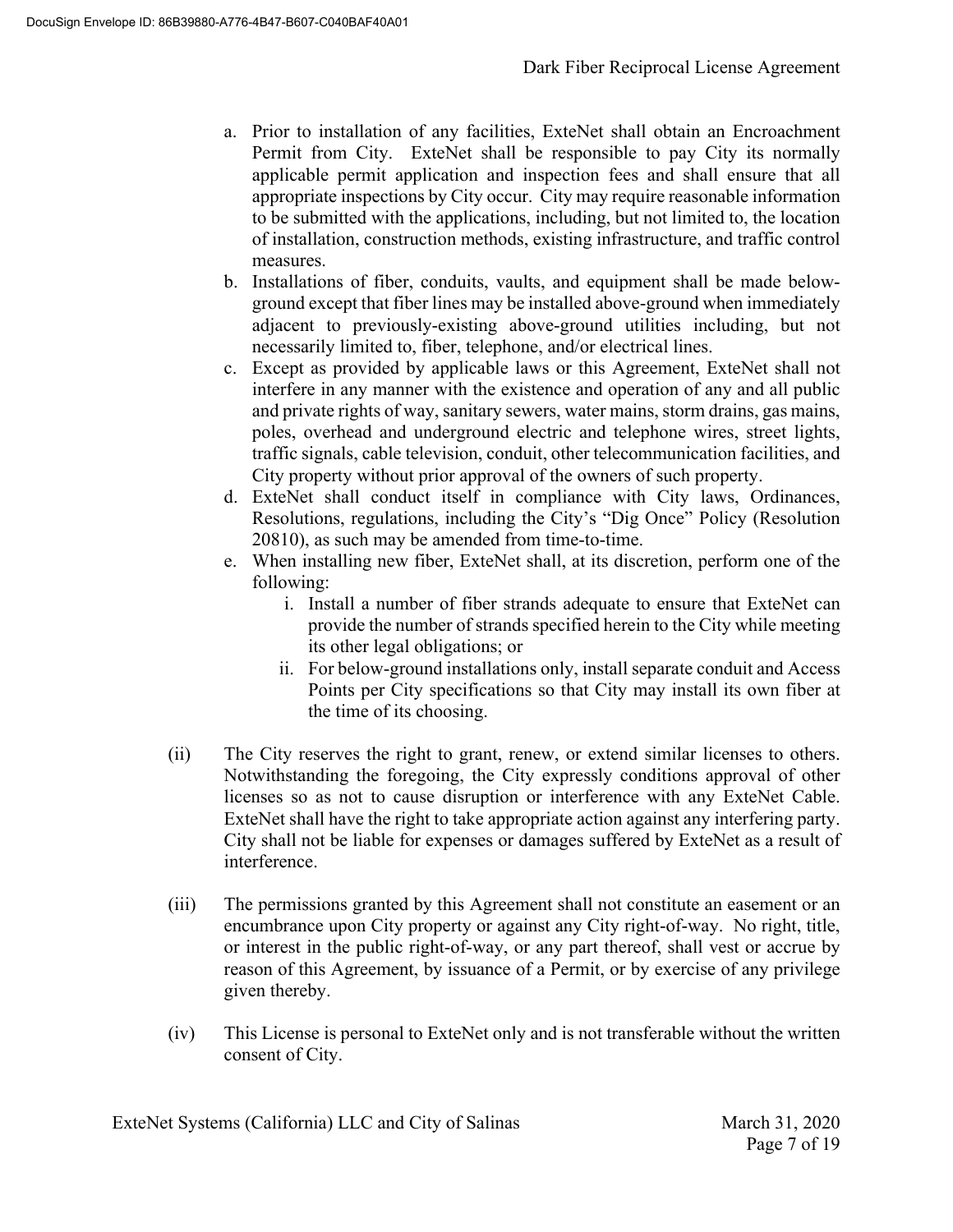a. Prior to installation of any facilities, ExteNet shall obtain an Encroachment Permit from City. ExteNet shall be responsible to pay City its normally applicable permit application and inspection fees and shall ensure that all appropriate inspections by City occur. City may require reasonable information to be submitted with the applications, including, but not limited to, the location of installation, construction methods, existing infrastructure, and traffic control measures.
b. Installations of fiber, conduits, vaults, and equipment shall be made below-ground except that fiber lines may be installed above-ground when immediately adjacent to previously-existing above-ground utilities including, but not necessarily limited to, fiber, telephone, and/or electrical lines.
c. Except as provided by applicable laws or this Agreement, ExteNet shall not interfere in any manner with the existence and operation of any and all public and private rights of way, sanitary sewers, water mains, storm drains, gas mains, poles, overhead and underground electric and telephone wires, street lights, traffic signals, cable television, conduit, other telecommunication facilities, and City property without prior approval of the owners of such property.
d. ExteNet shall conduct itself in compliance with City laws, Ordinances, Resolutions, regulations, including the City's "Dig Once" Policy (Resolution 20810), as such may be amended from time-to-time.
e. When installing new fiber, ExteNet shall, at its discretion, perform one of the following:
    i. Install a number of fiber strands adequate to ensure that ExteNet can provide the number of strands specified herein to the City while meeting its other legal obligations; or
    ii. For below-ground installations only, install separate conduit and Access Points per City specifications so that City may install its own fiber at the time of its choosing.

(ii) The City reserves the right to grant, renew, or extend similar licenses to others. Notwithstanding the foregoing, the City expressly conditions approval of other licenses so as not to cause disruption or interference with any ExteNet Cable. ExteNet shall have the right to take appropriate action against any interfering party. City shall not be liable for expenses or damages suffered by ExteNet as a result of interference.

(iii) The permissions granted by this Agreement shall not constitute an easement or an encumbrance upon City property or against any City right-of-way. No right, title, or interest in the public right-of-way, or any part thereof, shall vest or accrue by reason of this Agreement, by issuance of a Permit, or by exercise of any privilege given thereby.

(iv) This License is personal to ExteNet only and is not transferable without the written consent of City.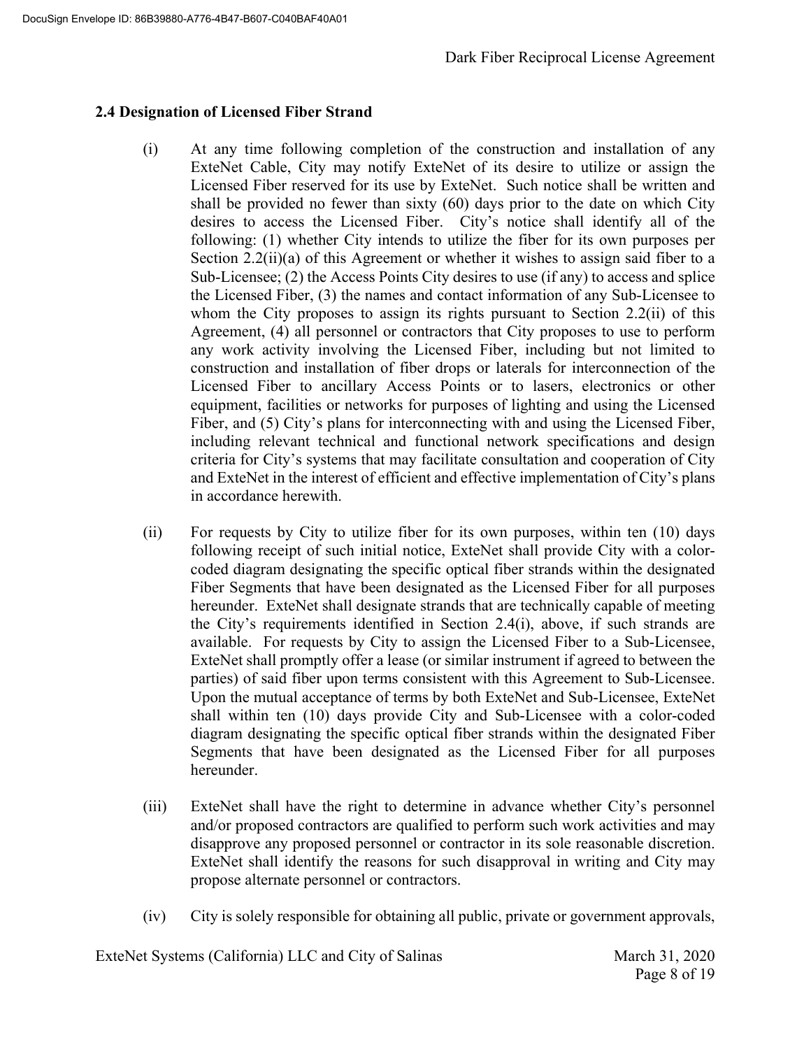### 2.4 Designation of Licensed Fiber Strand

(i) At any time following completion of the construction and installation of any ExteNet Cable, City may notify ExteNet of its desire to utilize or assign the Licensed Fiber reserved for its use by ExteNet. Such notice shall be written and shall be provided no fewer than sixty (60) days prior to the date on which City desires to access the Licensed Fiber. City's notice shall identify all of the following: (1) whether City intends to utilize the fiber for its own purposes per Section 2.2(ii)(a) of this Agreement or whether it wishes to assign said fiber to a Sub-Licensee; (2) the Access Points City desires to use (if any) to access and splice the Licensed Fiber, (3) the names and contact information of any Sub-Licensee to whom the City proposes to assign its rights pursuant to Section 2.2(ii) of this Agreement, (4) all personnel or contractors that City proposes to use to perform any work activity involving the Licensed Fiber, including but not limited to construction and installation of fiber drops or laterals for interconnection of the Licensed Fiber to ancillary Access Points or to lasers, electronics or other equipment, facilities or networks for purposes of lighting and using the Licensed Fiber, and (5) City's plans for interconnecting with and using the Licensed Fiber, including relevant technical and functional network specifications and design criteria for City's systems that may facilitate consultation and cooperation of City and ExteNet in the interest of efficient and effective implementation of City's plans in accordance herewith.

(ii) For requests by City to utilize fiber for its own purposes, within ten (10) days following receipt of such initial notice, ExteNet shall provide City with a color-coded diagram designating the specific optical fiber strands within the designated Fiber Segments that have been designated as the Licensed Fiber for all purposes hereunder. ExteNet shall designate strands that are technically capable of meeting the City's requirements identified in Section 2.4(i), above, if such strands are available. For requests by City to assign the Licensed Fiber to a Sub-Licensee, ExteNet shall promptly offer a lease (or similar instrument if agreed to between the parties) of said fiber upon terms consistent with this Agreement to Sub-Licensee. Upon the mutual acceptance of terms by both ExteNet and Sub-Licensee, ExteNet shall within ten (10) days provide City and Sub-Licensee with a color-coded diagram designating the specific optical fiber strands within the designated Fiber Segments that have been designated as the Licensed Fiber for all purposes hereunder.

(iii) ExteNet shall have the right to determine in advance whether City's personnel and/or proposed contractors are qualified to perform such work activities and may disapprove any proposed personnel or contractor in its sole reasonable discretion. ExteNet shall identify the reasons for such disapproval in writing and City may propose alternate personnel or contractors.

(iv) City is solely responsible for obtaining all public, private or government approvals,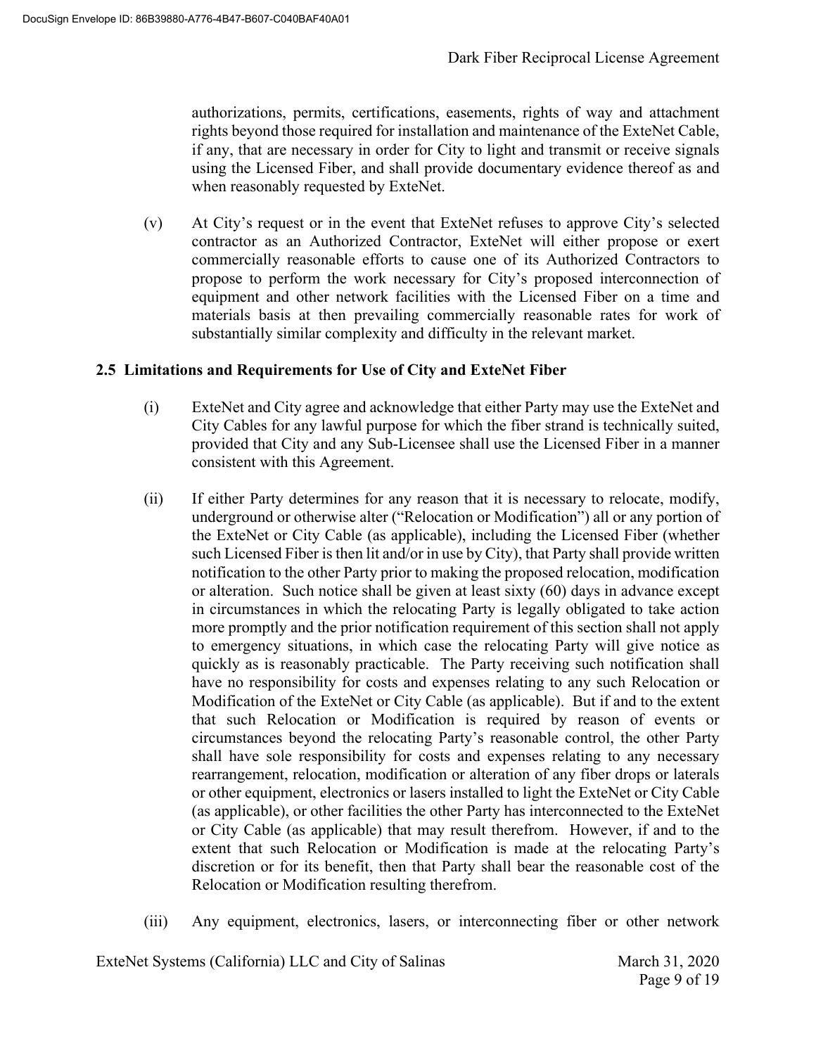authorizations, permits, certifications, easements, rights of way and attachment rights beyond those required for installation and maintenance of the ExteNet Cable, if any, that are necessary in order for City to light and transmit or receive signals using the Licensed Fiber, and shall provide documentary evidence thereof as and when reasonably requested by ExteNet.

(v) At City's request or in the event that ExteNet refuses to approve City's selected contractor as an Authorized Contractor, ExteNet will either propose or exert commercially reasonable efforts to cause one of its Authorized Contractors to propose to perform the work necessary for City's proposed interconnection of equipment and other network facilities with the Licensed Fiber on a time and materials basis at then prevailing commercially reasonable rates for work of substantially similar complexity and difficulty in the relevant market.

**2.5 Limitations and Requirements for Use of City and ExteNet Fiber**

(i) ExteNet and City agree and acknowledge that either Party may use the ExteNet and City Cables for any lawful purpose for which the fiber strand is technically suited, provided that City and any Sub-Licensee shall use the Licensed Fiber in a manner consistent with this Agreement.

(ii) If either Party determines for any reason that it is necessary to relocate, modify, underground or otherwise alter ("Relocation or Modification") all or any portion of the ExteNet or City Cable (as applicable), including the Licensed Fiber (whether such Licensed Fiber is then lit and/or in use by City), that Party shall provide written notification to the other Party prior to making the proposed relocation, modification or alteration. Such notice shall be given at least sixty (60) days in advance except in circumstances in which the relocating Party is legally obligated to take action more promptly and the prior notification requirement of this section shall not apply to emergency situations, in which case the relocating Party will give notice as quickly as is reasonably practicable. The Party receiving such notification shall have no responsibility for costs and expenses relating to any such Relocation or Modification of the ExteNet or City Cable (as applicable). But if and to the extent that such Relocation or Modification is required by reason of events or circumstances beyond the relocating Party's reasonable control, the other Party shall have sole responsibility for costs and expenses relating to any necessary rearrangement, relocation, modification or alteration of any fiber drops or laterals or other equipment, electronics or lasers installed to light the ExteNet or City Cable (as applicable), or other facilities the other Party has interconnected to the ExteNet or City Cable (as applicable) that may result therefrom. However, if and to the extent that such Relocation or Modification is made at the relocating Party's discretion or for its benefit, then that Party shall bear the reasonable cost of the Relocation or Modification resulting therefrom.

(iii) Any equipment, electronics, lasers, or interconnecting fiber or other network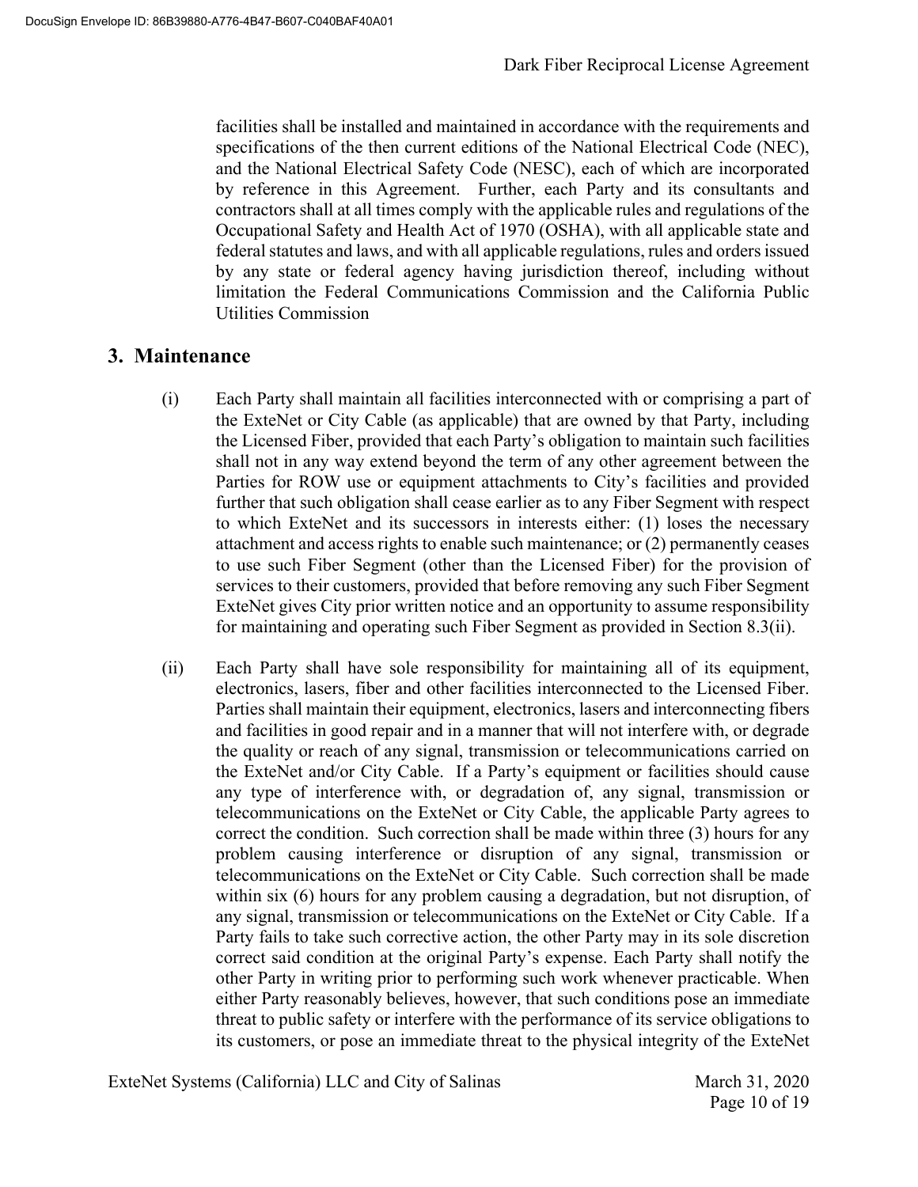facilities shall be installed and maintained in accordance with the requirements and specifications of the then current editions of the National Electrical Code (NEC), and the National Electrical Safety Code (NESC), each of which are incorporated by reference in this Agreement. Further, each Party and its consultants and contractors shall at all times comply with the applicable rules and regulations of the Occupational Safety and Health Act of 1970 (OSHA), with all applicable state and federal statutes and laws, and with all applicable regulations, rules and orders issued by any state or federal agency having jurisdiction thereof, including without limitation the Federal Communications Commission and the California Public Utilities Commission

## 3. Maintenance

(i) Each Party shall maintain all facilities interconnected with or comprising a part of the ExteNet or City Cable (as applicable) that are owned by that Party, including the Licensed Fiber, provided that each Party's obligation to maintain such facilities shall not in any way extend beyond the term of any other agreement between the Parties for ROW use or equipment attachments to City's facilities and provided further that such obligation shall cease earlier as to any Fiber Segment with respect to which ExteNet and its successors in interests either: (1) loses the necessary attachment and access rights to enable such maintenance; or (2) permanently ceases to use such Fiber Segment (other than the Licensed Fiber) for the provision of services to their customers, provided that before removing any such Fiber Segment ExteNet gives City prior written notice and an opportunity to assume responsibility for maintaining and operating such Fiber Segment as provided in Section 8.3(ii).

(ii) Each Party shall have sole responsibility for maintaining all of its equipment, electronics, lasers, fiber and other facilities interconnected to the Licensed Fiber. Parties shall maintain their equipment, electronics, lasers and interconnecting fibers and facilities in good repair and in a manner that will not interfere with, or degrade the quality or reach of any signal, transmission or telecommunications carried on the ExteNet and/or City Cable. If a Party's equipment or facilities should cause any type of interference with, or degradation of, any signal, transmission or telecommunications on the ExteNet or City Cable, the applicable Party agrees to correct the condition. Such correction shall be made within three (3) hours for any problem causing interference or disruption of any signal, transmission or telecommunications on the ExteNet or City Cable. Such correction shall be made within six (6) hours for any problem causing a degradation, but not disruption, of any signal, transmission or telecommunications on the ExteNet or City Cable. If a Party fails to take such corrective action, the other Party may in its sole discretion correct said condition at the original Party's expense. Each Party shall notify the other Party in writing prior to performing such work whenever practicable. When either Party reasonably believes, however, that such conditions pose an immediate threat to public safety or interfere with the performance of its service obligations to its customers, or pose an immediate threat to the physical integrity of the ExteNet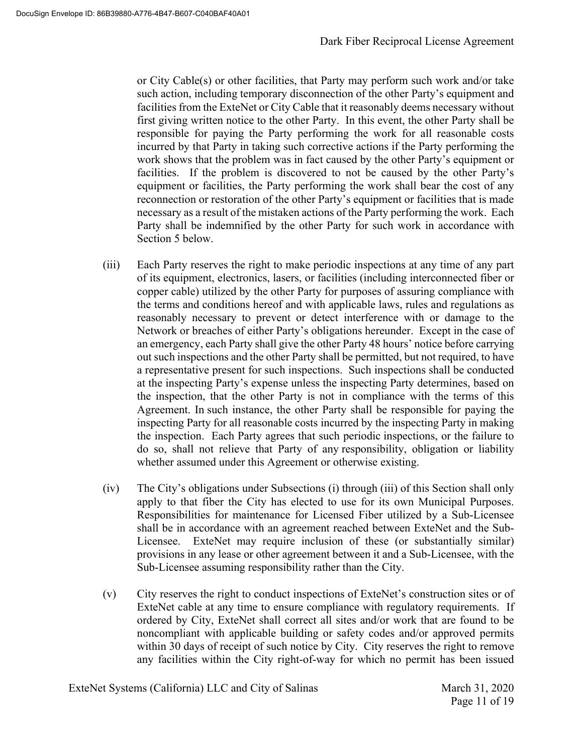or City Cable(s) or other facilities, that Party may perform such work and/or take such action, including temporary disconnection of the other Party's equipment and facilities from the ExteNet or City Cable that it reasonably deems necessary without first giving written notice to the other Party. In this event, the other Party shall be responsible for paying the Party performing the work for all reasonable costs incurred by that Party in taking such corrective actions if the Party performing the work shows that the problem was in fact caused by the other Party's equipment or facilities. If the problem is discovered to not be caused by the other Party's equipment or facilities, the Party performing the work shall bear the cost of any reconnection or restoration of the other Party's equipment or facilities that is made necessary as a result of the mistaken actions of the Party performing the work. Each Party shall be indemnified by the other Party for such work in accordance with Section 5 below.

(iii) Each Party reserves the right to make periodic inspections at any time of any part of its equipment, electronics, lasers, or facilities (including interconnected fiber or copper cable) utilized by the other Party for purposes of assuring compliance with the terms and conditions hereof and with applicable laws, rules and regulations as reasonably necessary to prevent or detect interference with or damage to the Network or breaches of either Party's obligations hereunder. Except in the case of an emergency, each Party shall give the other Party 48 hours' notice before carrying out such inspections and the other Party shall be permitted, but not required, to have a representative present for such inspections. Such inspections shall be conducted at the inspecting Party's expense unless the inspecting Party determines, based on the inspection, that the other Party is not in compliance with the terms of this Agreement. In such instance, the other Party shall be responsible for paying the inspecting Party for all reasonable costs incurred by the inspecting Party in making the inspection. Each Party agrees that such periodic inspections, or the failure to do so, shall not relieve that Party of any responsibility, obligation or liability whether assumed under this Agreement or otherwise existing.

(iv) The City's obligations under Subsections (i) through (iii) of this Section shall only apply to that fiber the City has elected to use for its own Municipal Purposes. Responsibilities for maintenance for Licensed Fiber utilized by a Sub-Licensee shall be in accordance with an agreement reached between ExteNet and the Sub-Licensee. ExteNet may require inclusion of these (or substantially similar) provisions in any lease or other agreement between it and a Sub-Licensee, with the Sub-Licensee assuming responsibility rather than the City.

(v) City reserves the right to conduct inspections of ExteNet's construction sites or of ExteNet cable at any time to ensure compliance with regulatory requirements. If ordered by City, ExteNet shall correct all sites and/or work that are found to be noncompliant with applicable building or safety codes and/or approved permits within 30 days of receipt of such notice by City. City reserves the right to remove any facilities within the City right-of-way for which no permit has been issued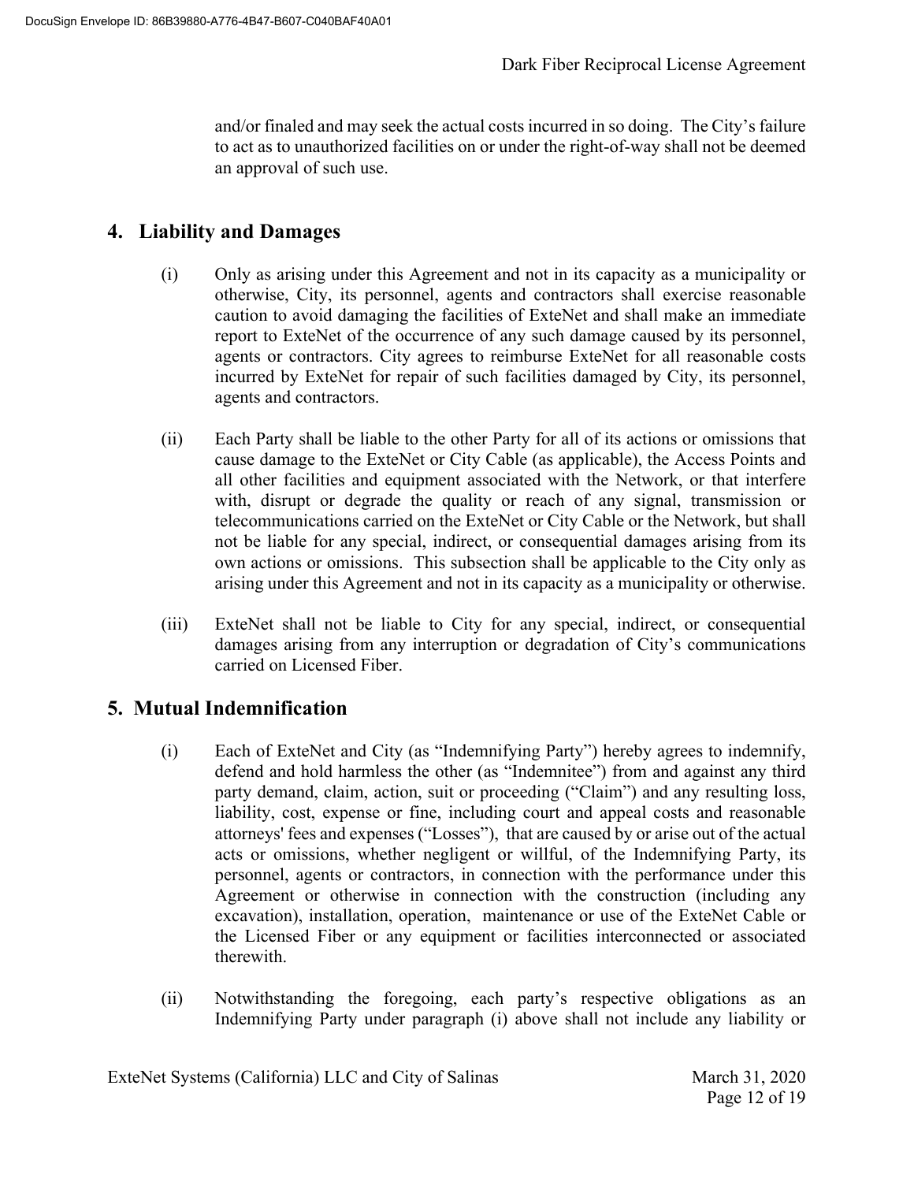and/or finaled and may seek the actual costs incurred in so doing. The City's failure to act as to unauthorized facilities on or under the right-of-way shall not be deemed an approval of such use.

## 4. Liability and Damages

(i) Only as arising under this Agreement and not in its capacity as a municipality or otherwise, City, its personnel, agents and contractors shall exercise reasonable caution to avoid damaging the facilities of ExteNet and shall make an immediate report to ExteNet of the occurrence of any such damage caused by its personnel, agents or contractors. City agrees to reimburse ExteNet for all reasonable costs incurred by ExteNet for repair of such facilities damaged by City, its personnel, agents and contractors.

(ii) Each Party shall be liable to the other Party for all of its actions or omissions that cause damage to the ExteNet or City Cable (as applicable), the Access Points and all other facilities and equipment associated with the Network, or that interfere with, disrupt or degrade the quality or reach of any signal, transmission or telecommunications carried on the ExteNet or City Cable or the Network, but shall not be liable for any special, indirect, or consequential damages arising from its own actions or omissions. This subsection shall be applicable to the City only as arising under this Agreement and not in its capacity as a municipality or otherwise.

(iii) ExteNet shall not be liable to City for any special, indirect, or consequential damages arising from any interruption or degradation of City's communications carried on Licensed Fiber.

## 5. Mutual Indemnification

(i) Each of ExteNet and City (as "Indemnifying Party") hereby agrees to indemnify, defend and hold harmless the other (as "Indemnitee") from and against any third party demand, claim, action, suit or proceeding ("Claim") and any resulting loss, liability, cost, expense or fine, including court and appeal costs and reasonable attorneys' fees and expenses ("Losses"), that are caused by or arise out of the actual acts or omissions, whether negligent or willful, of the Indemnifying Party, its personnel, agents or contractors, in connection with the performance under this Agreement or otherwise in connection with the construction (including any excavation), installation, operation, maintenance or use of the ExteNet Cable or the Licensed Fiber or any equipment or facilities interconnected or associated therewith.

(ii) Notwithstanding the foregoing, each party's respective obligations as an Indemnifying Party under paragraph (i) above shall not include any liability or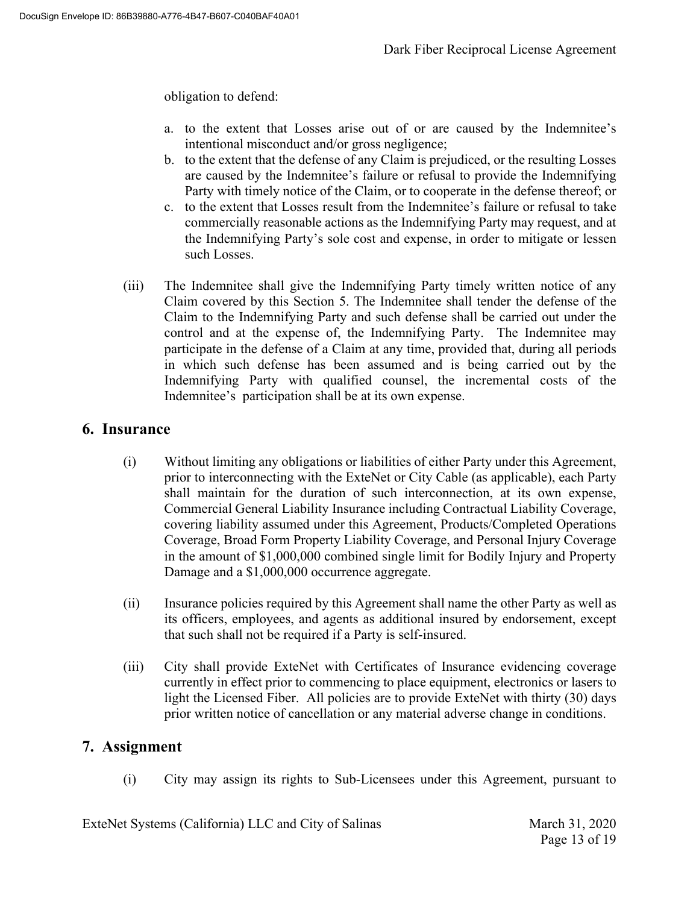obligation to defend:

a. to the extent that Losses arise out of or are caused by the Indemnitee's intentional misconduct and/or gross negligence;
b. to the extent that the defense of any Claim is prejudiced, or the resulting Losses are caused by the Indemnitee's failure or refusal to provide the Indemnifying Party with timely notice of the Claim, or to cooperate in the defense thereof; or
c. to the extent that Losses result from the Indemnitee's failure or refusal to take commercially reasonable actions as the Indemnifying Party may request, and at the Indemnifying Party's sole cost and expense, in order to mitigate or lessen such Losses.

(iii) The Indemnitee shall give the Indemnifying Party timely written notice of any Claim covered by this Section 5. The Indemnitee shall tender the defense of the Claim to the Indemnifying Party and such defense shall be carried out under the control and at the expense of, the Indemnifying Party. The Indemnitee may participate in the defense of a Claim at any time, provided that, during all periods in which such defense has been assumed and is being carried out by the Indemnifying Party with qualified counsel, the incremental costs of the Indemnitee's participation shall be at its own expense.

## 6. Insurance

(i) Without limiting any obligations or liabilities of either Party under this Agreement, prior to interconnecting with the ExteNet or City Cable (as applicable), each Party shall maintain for the duration of such interconnection, at its own expense, Commercial General Liability Insurance including Contractual Liability Coverage, covering liability assumed under this Agreement, Products/Completed Operations Coverage, Broad Form Property Liability Coverage, and Personal Injury Coverage in the amount of $1,000,000 combined single limit for Bodily Injury and Property Damage and a $1,000,000 occurrence aggregate.

(ii) Insurance policies required by this Agreement shall name the other Party as well as its officers, employees, and agents as additional insured by endorsement, except that such shall not be required if a Party is self-insured.

(iii) City shall provide ExteNet with Certificates of Insurance evidencing coverage currently in effect prior to commencing to place equipment, electronics or lasers to light the Licensed Fiber. All policies are to provide ExteNet with thirty (30) days prior written notice of cancellation or any material adverse change in conditions.

## 7. Assignment

(i) City may assign its rights to Sub-Licensees under this Agreement, pursuant to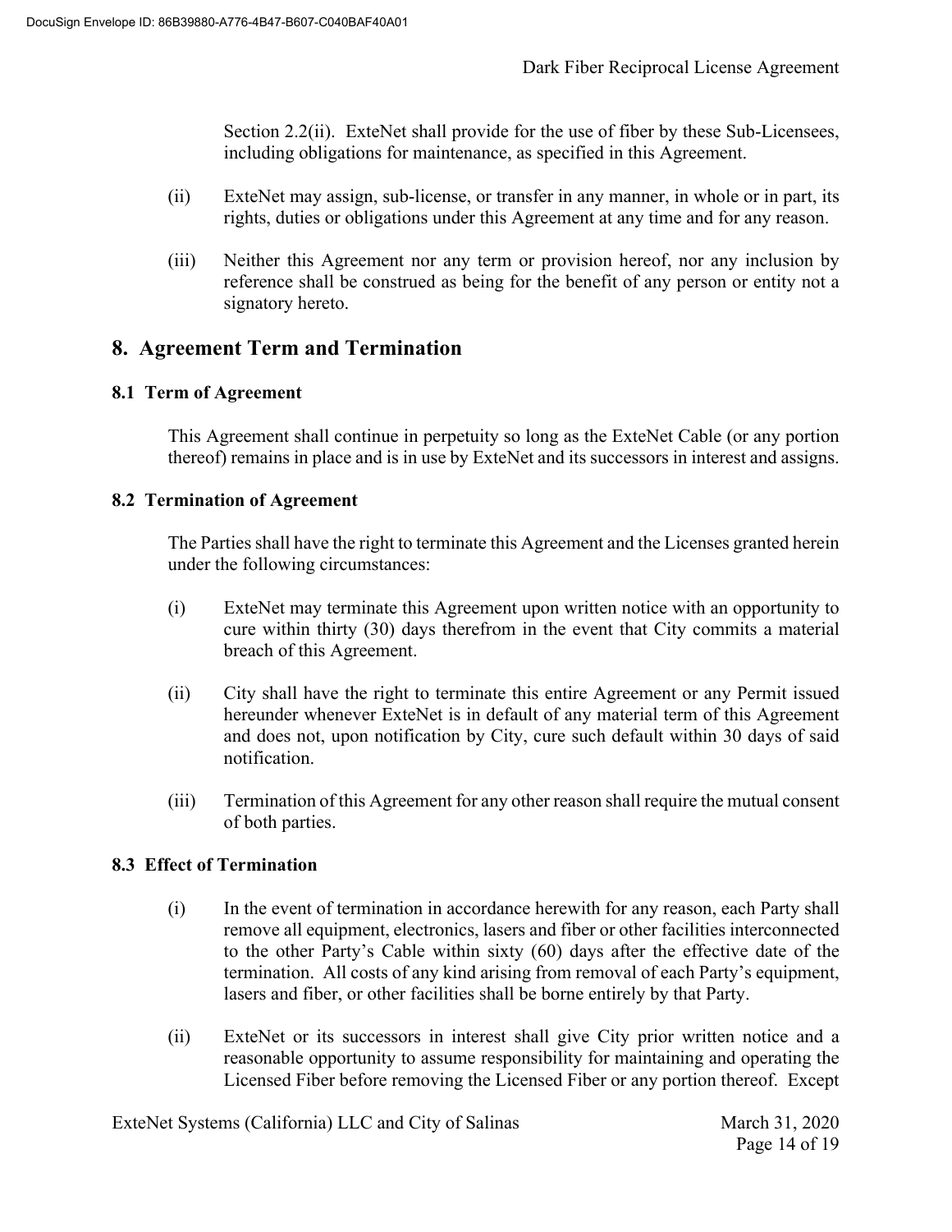Section 2.2(ii). ExteNet shall provide for the use of fiber by these Sub-Licensees, including obligations for maintenance, as specified in this Agreement.

(ii) ExteNet may assign, sub-license, or transfer in any manner, in whole or in part, its rights, duties or obligations under this Agreement at any time and for any reason.

(iii) Neither this Agreement nor any term or provision hereof, nor any inclusion by reference shall be construed as being for the benefit of any person or entity not a signatory hereto.

## 8. Agreement Term and Termination

### 8.1 Term of Agreement

This Agreement shall continue in perpetuity so long as the ExteNet Cable (or any portion thereof) remains in place and is in use by ExteNet and its successors in interest and assigns.

### 8.2 Termination of Agreement

The Parties shall have the right to terminate this Agreement and the Licenses granted herein under the following circumstances:

(i) ExteNet may terminate this Agreement upon written notice with an opportunity to cure within thirty (30) days therefrom in the event that City commits a material breach of this Agreement.

(ii) City shall have the right to terminate this entire Agreement or any Permit issued hereunder whenever ExteNet is in default of any material term of this Agreement and does not, upon notification by City, cure such default within 30 days of said notification.

(iii) Termination of this Agreement for any other reason shall require the mutual consent of both parties.

### 8.3 Effect of Termination

(i) In the event of termination in accordance herewith for any reason, each Party shall remove all equipment, electronics, lasers and fiber or other facilities interconnected to the other Party's Cable within sixty (60) days after the effective date of the termination. All costs of any kind arising from removal of each Party's equipment, lasers and fiber, or other facilities shall be borne entirely by that Party.

(ii) ExteNet or its successors in interest shall give City prior written notice and a reasonable opportunity to assume responsibility for maintaining and operating the Licensed Fiber before removing the Licensed Fiber or any portion thereof. Except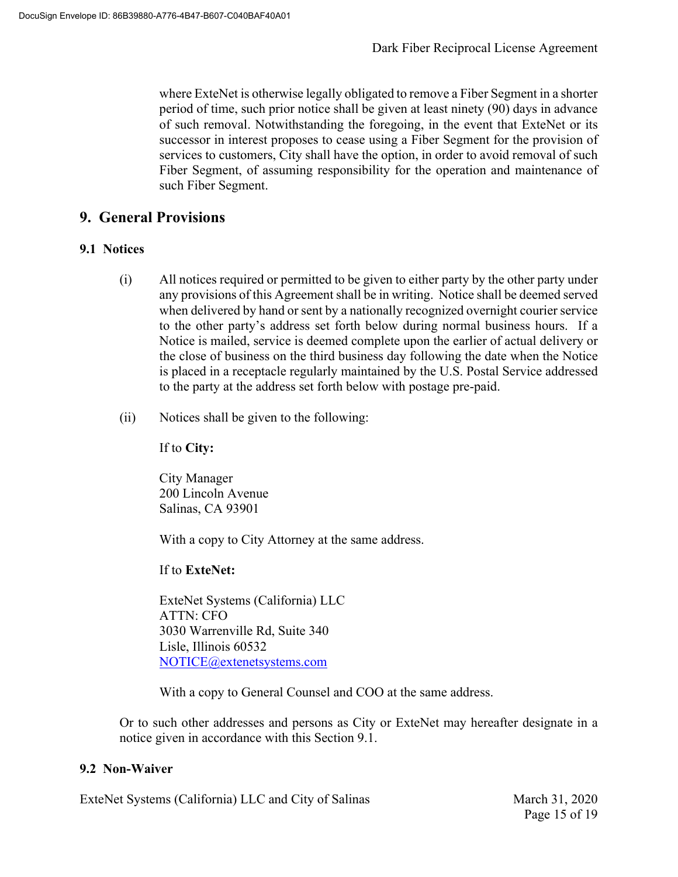where ExteNet is otherwise legally obligated to remove a Fiber Segment in a shorter period of time, such prior notice shall be given at least ninety (90) days in advance of such removal. Notwithstanding the foregoing, in the event that ExteNet or its successor in interest proposes to cease using a Fiber Segment for the provision of services to customers, City shall have the option, in order to avoid removal of such Fiber Segment, of assuming responsibility for the operation and maintenance of such Fiber Segment.

## 9. General Provisions

### 9.1 Notices

(i) All notices required or permitted to be given to either party by the other party under any provisions of this Agreement shall be in writing. Notice shall be deemed served when delivered by hand or sent by a nationally recognized overnight courier service to the other party's address set forth below during normal business hours. If a Notice is mailed, service is deemed complete upon the earlier of actual delivery or the close of business on the third business day following the date when the Notice is placed in a receptacle regularly maintained by the U.S. Postal Service addressed to the party at the address set forth below with postage pre-paid.

(ii) Notices shall be given to the following:

If to **City:**

City Manager
200 Lincoln Avenue
Salinas, CA 93901

With a copy to City Attorney at the same address.

If to **ExteNet:**

ExteNet Systems (California) LLC
ATTN: CFO
3030 Warrenville Rd, Suite 340
Lisle, Illinois 60532
NOTICE@extenetsystems.com

With a copy to General Counsel and COO at the same address.

Or to such other addresses and persons as City or ExteNet may hereafter designate in a notice given in accordance with this Section 9.1.

### 9.2 Non-Waiver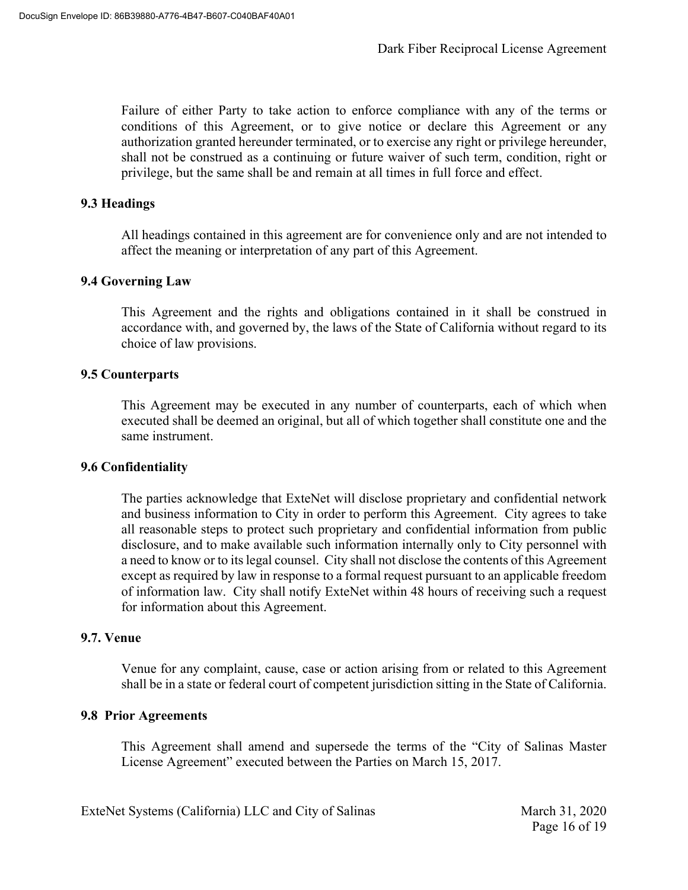Failure of either Party to take action to enforce compliance with any of the terms or conditions of this Agreement, or to give notice or declare this Agreement or any authorization granted hereunder terminated, or to exercise any right or privilege hereunder, shall not be construed as a continuing or future waiver of such term, condition, right or privilege, but the same shall be and remain at all times in full force and effect.

**9.3 Headings**

All headings contained in this agreement are for convenience only and are not intended to affect the meaning or interpretation of any part of this Agreement.

**9.4 Governing Law**

This Agreement and the rights and obligations contained in it shall be construed in accordance with, and governed by, the laws of the State of California without regard to its choice of law provisions.

**9.5 Counterparts**

This Agreement may be executed in any number of counterparts, each of which when executed shall be deemed an original, but all of which together shall constitute one and the same instrument.

**9.6 Confidentiality**

The parties acknowledge that ExteNet will disclose proprietary and confidential network and business information to City in order to perform this Agreement. City agrees to take all reasonable steps to protect such proprietary and confidential information from public disclosure, and to make available such information internally only to City personnel with a need to know or to its legal counsel. City shall not disclose the contents of this Agreement except as required by law in response to a formal request pursuant to an applicable freedom of information law. City shall notify ExteNet within 48 hours of receiving such a request for information about this Agreement.

**9.7. Venue**

Venue for any complaint, cause, case or action arising from or related to this Agreement shall be in a state or federal court of competent jurisdiction sitting in the State of California.

**9.8 Prior Agreements**

This Agreement shall amend and supersede the terms of the "City of Salinas Master License Agreement" executed between the Parties on March 15, 2017.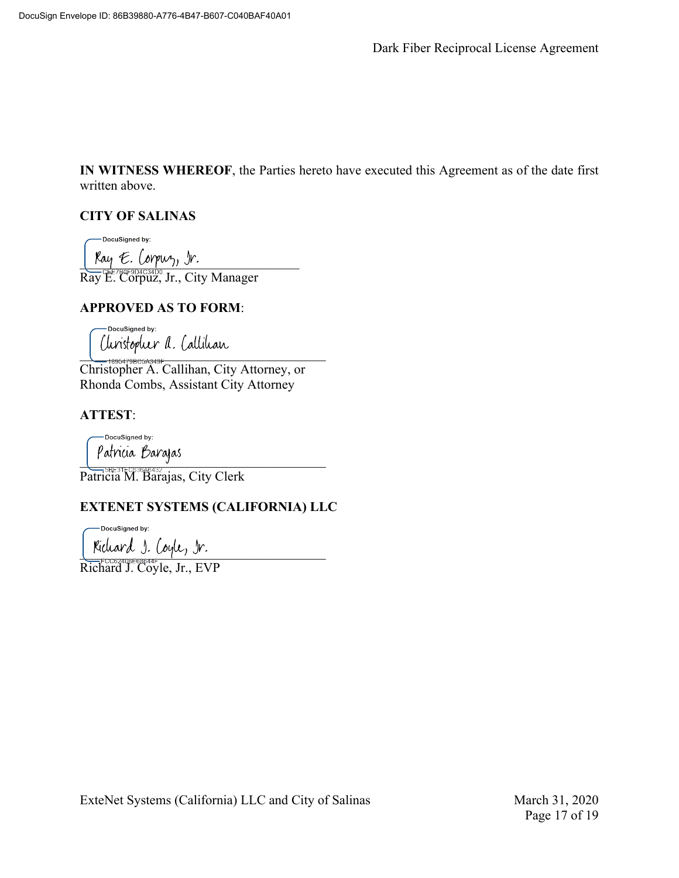**IN WITNESS WHEREOF**, the Parties hereto have executed this Agreement as of the date first written above.

**CITY OF SALINAS**

DocuSigned by:
Ray E. Corpuz, Jr.
CEF7B0F9D4C34D0

Ray E. Corpuz, Jr., City Manager

**APPROVED AS TO FORM**:

DocuSigned by:
Christopher A. Callihan
1895479BC5A349F

Christopher A. Callihan, City Attorney, or
Rhonda Combs, Assistant City Attorney

**ATTEST**:

DocuSigned by:
Patricia Barajas
5BE31EC836A6432

Patricia M. Barajas, City Clerk

**EXTENET SYSTEMS (CALIFORNIA) LLC**

DocuSigned by:
Richard J. Coyle, Jr.
FCC6240BE68644F

Richard J. Coyle, Jr., EVP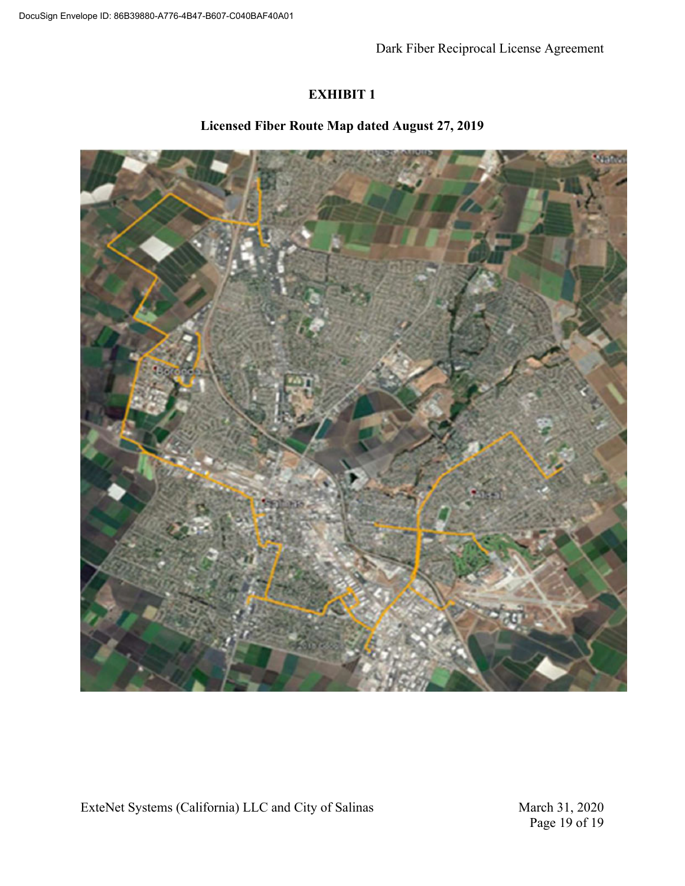# EXHIBIT 1

## Licensed Fiber Route Map dated August 27, 2019